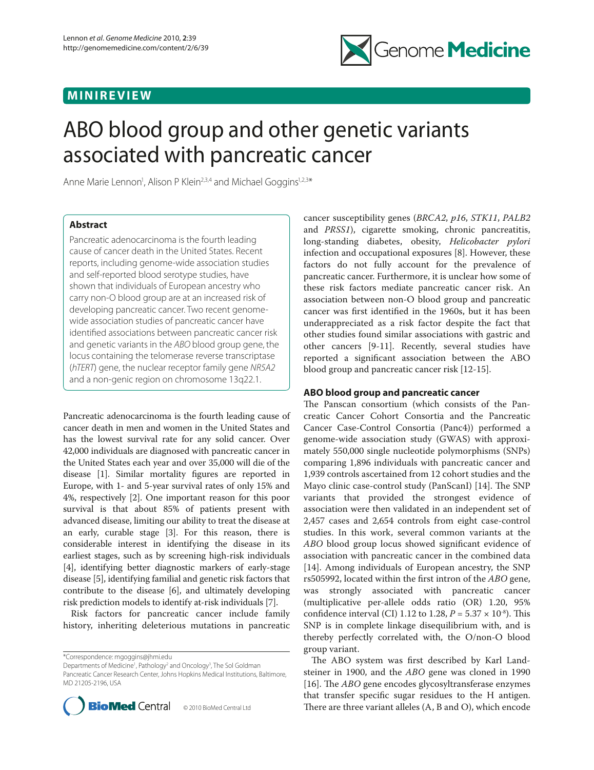MINIREVIEW

# ABO blood group and other genetic variants associated with pancreatic cancer

Anne Marie Lennon[1], Alison P Klein[2,3,4] and Michael Goggins[1,2,3]*

## Abstract

Pancreatic adenocarcinoma is the fourth leading cause of cancer death in the United States. Recent reports, including genome-wide association studies and self-reported blood serotype studies, have shown that individuals of European ancestry who carry non-O blood group are at an increased risk of developing pancreatic cancer. Two recent genome-wide association studies of pancreatic cancer have identified associations between pancreatic cancer risk and genetic variants in the *ABO* blood group gene, the locus containing the telomerase reverse transcriptase (*hTERT*) gene, the nuclear receptor family gene *NR5A2* and a non-genic region on chromosome 13q22.1.

Pancreatic adenocarcinoma is the fourth leading cause of cancer death in men and women in the United States and has the lowest survival rate for any solid cancer. Over 42,000 individuals are diagnosed with pancreatic cancer in the United States each year and over 35,000 will die of the disease [1]. Similar mortality figures are reported in Europe, with 1- and 5-year survival rates of only 15% and 4%, respectively [2]. One important reason for this poor survival is that about 85% of patients present with advanced disease, limiting our ability to treat the disease at an early, curable stage [3]. For this reason, there is considerable interest in identifying the disease in its earliest stages, such as by screening high-risk individuals [4], identifying better diagnostic markers of early-stage disease [5], identifying familial and genetic risk factors that contribute to the disease [6], and ultimately developing risk prediction models to identify at-risk individuals [7].

Risk factors for pancreatic cancer include family history, inheriting deleterious mutations in pancreatic cancer susceptibility genes (*BRCA2*, *p16*, *STK11*, *PALB2* and *PRSS1*), cigarette smoking, chronic pancreatitis, long-standing diabetes, obesity, *Helicobacter pylori* infection and occupational exposures [8]. However, these factors do not fully account for the prevalence of pancreatic cancer. Furthermore, it is unclear how some of these risk factors mediate pancreatic cancer risk. An association between non-O blood group and pancreatic cancer was first identified in the 1960s, but it has been underappreciated as a risk factor despite the fact that other studies found similar associations with gastric and other cancers [9-11]. Recently, several studies have reported a significant association between the ABO blood group and pancreatic cancer risk [12-15].

## ABO blood group and pancreatic cancer

The Panscan consortium (which consists of the Pancreatic Cancer Cohort Consortia and the Pancreatic Cancer Case-Control Consortia (Panc4)) performed a genome-wide association study (GWAS) with approximately 550,000 single nucleotide polymorphisms (SNPs) comparing 1,896 individuals with pancreatic cancer and 1,939 controls ascertained from 12 cohort studies and the Mayo clinic case-control study (PanScanI) [14]. The SNP variants that provided the strongest evidence of association were then validated in an independent set of 2,457 cases and 2,654 controls from eight case-control studies. In this work, several common variants at the *ABO* blood group locus showed significant evidence of association with pancreatic cancer in the combined data [14]. Among individuals of European ancestry, the SNP rs505992, located within the first intron of the *ABO* gene, was strongly associated with pancreatic cancer (multiplicative per-allele odds ratio (OR) 1.20, 95% confidence interval (CI) 1.12 to 1.28, $P = 5.37 \times 10^{-8}$). This SNP is in complete linkage disequilibrium with, and is thereby perfectly correlated with, the O/non-O blood group variant.

The ABO system was first described by Karl Landsteiner in 1900, and the *ABO* gene was cloned in 1990 [16]. The *ABO* gene encodes glycosyltransferase enzymes that transfer specific sugar residues to the H antigen. There are three variant alleles (A, B and O), which encode

*Correspondence: mgoggins@jhmi.edu
Departments of Medicine[1], Pathology[2] and Oncology[3], The Sol Goldman Pancreatic Cancer Research Center, Johns Hopkins Medical Institutions, Baltimore, MD 21205-2196, USA

© 2010 BioMed Central Ltd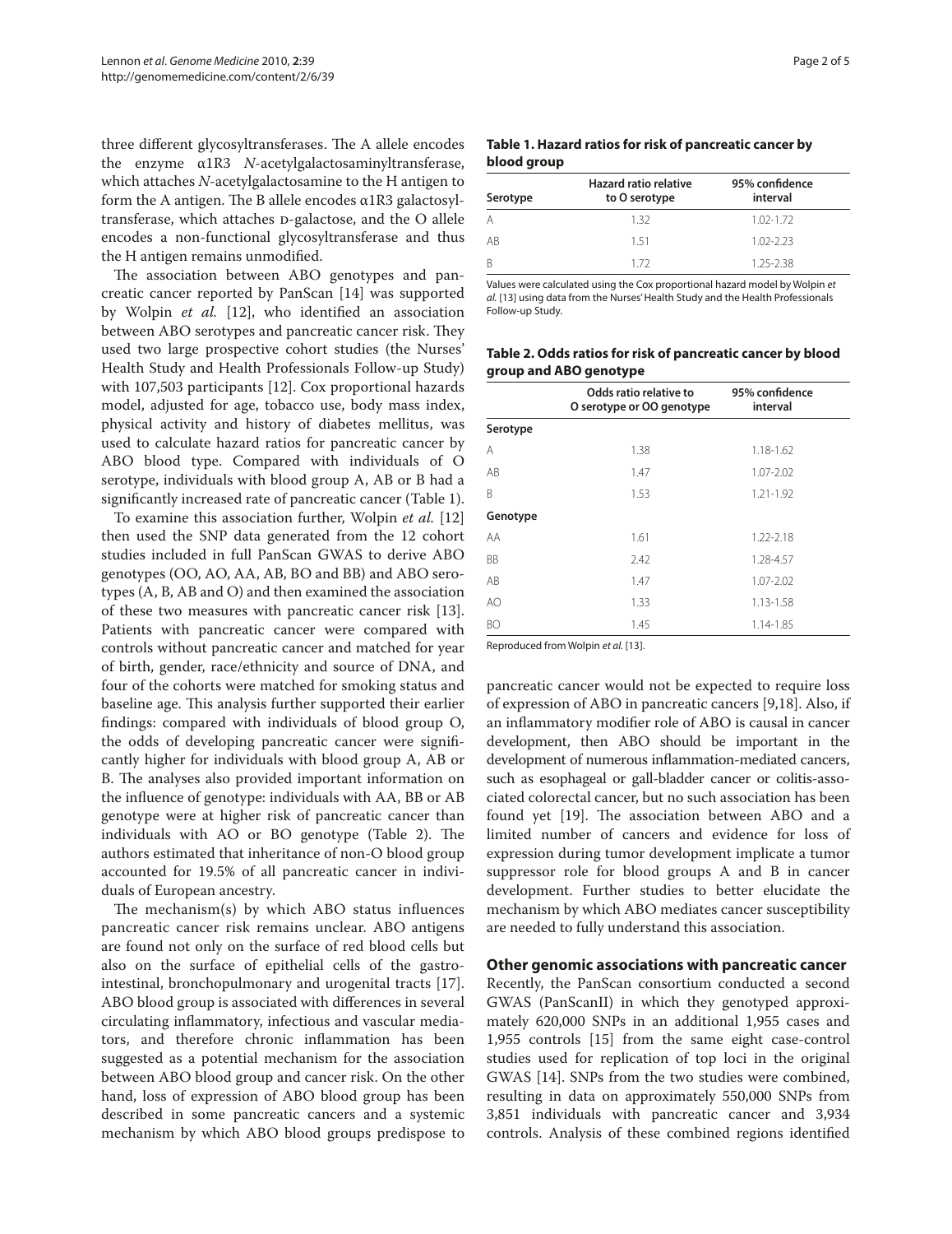three different glycosyltransferases. The A allele encodes the enzyme α1R3 *N*-acetylgalactosaminyltransferase, which attaches *N*-acetylgalactosamine to the H antigen to form the A antigen. The B allele encodes α1R3 galactosyltransferase, which attaches D-galactose, and the O allele encodes a non-functional glycosyltransferase and thus the H antigen remains unmodified.

The association between ABO genotypes and pancreatic cancer reported by PanScan [14] was supported by Wolpin *et al.* [12], who identified an association between ABO serotypes and pancreatic cancer risk. They used two large prospective cohort studies (the Nurses' Health Study and Health Professionals Follow-up Study) with 107,503 participants [12]. Cox proportional hazards model, adjusted for age, tobacco use, body mass index, physical activity and history of diabetes mellitus, was used to calculate hazard ratios for pancreatic cancer by ABO blood type. Compared with individuals of O serotype, individuals with blood group A, AB or B had a significantly increased rate of pancreatic cancer (Table 1).

To examine this association further, Wolpin *et al.* [12] then used the SNP data generated from the 12 cohort studies included in full PanScan GWAS to derive ABO genotypes (OO, AO, AA, AB, BO and BB) and ABO serotypes (A, B, AB and O) and then examined the association of these two measures with pancreatic cancer risk [13]. Patients with pancreatic cancer were compared with controls without pancreatic cancer and matched for year of birth, gender, race/ethnicity and source of DNA, and four of the cohorts were matched for smoking status and baseline age. This analysis further supported their earlier findings: compared with individuals of blood group O, the odds of developing pancreatic cancer were significantly higher for individuals with blood group A, AB or B. The analyses also provided important information on the influence of genotype: individuals with AA, BB or AB genotype were at higher risk of pancreatic cancer than individuals with AO or BO genotype (Table 2). The authors estimated that inheritance of non-O blood group accounted for 19.5% of all pancreatic cancer in individuals of European ancestry.

The mechanism(s) by which ABO status influences pancreatic cancer risk remains unclear. ABO antigens are found not only on the surface of red blood cells but also on the surface of epithelial cells of the gastrointestinal, bronchopulmonary and urogenital tracts [17]. ABO blood group is associated with differences in several circulating inflammatory, infectious and vascular mediators, and therefore chronic inflammation has been suggested as a potential mechanism for the association between ABO blood group and cancer risk. On the other hand, loss of expression of ABO blood group has been described in some pancreatic cancers and a systemic mechanism by which ABO blood groups predispose to pancreatic cancer would not be expected to require loss of expression of ABO in pancreatic cancers [9,18]. Also, if an inflammatory modifier role of ABO is causal in cancer development, then ABO should be important in the development of numerous inflammation-mediated cancers, such as esophageal or gall-bladder cancer or colitis-associated colorectal cancer, but no such association has been found yet [19]. The association between ABO and a limited number of cancers and evidence for loss of expression during tumor development implicate a tumor suppressor role for blood groups A and B in cancer development. Further studies to better elucidate the mechanism by which ABO mediates cancer susceptibility are needed to fully understand this association.

**Table 1. Hazard ratios for risk of pancreatic cancer by blood group**

| Serotype | Hazard ratio relative to O serotype | 95% confidence interval |
|---|---|---|
| A | 1.32 | 1.02-1.72 |
| AB | 1.51 | 1.02-2.23 |
| B | 1.72 | 1.25-2.38 |

Values were calculated using the Cox proportional hazard model by Wolpin *et al.* [13] using data from the Nurses' Health Study and the Health Professionals Follow-up Study.

**Table 2. Odds ratios for risk of pancreatic cancer by blood group and ABO genotype**

| | Odds ratio relative to O serotype or OO genotype | 95% confidence interval |
|---|---|---|
| **Serotype** | | |
| A | 1.38 | 1.18-1.62 |
| AB | 1.47 | 1.07-2.02 |
| B | 1.53 | 1.21-1.92 |
| **Genotype** | | |
| AA | 1.61 | 1.22-2.18 |
| BB | 2.42 | 1.28-4.57 |
| AB | 1.47 | 1.07-2.02 |
| AO | 1.33 | 1.13-1.58 |
| BO | 1.45 | 1.14-1.85 |

Reproduced from Wolpin *et al.* [13].

## Other genomic associations with pancreatic cancer

Recently, the PanScan consortium conducted a second GWAS (PanScanII) in which they genotyped approximately 620,000 SNPs in an additional 1,955 cases and 1,955 controls [15] from the same eight case-control studies used for replication of top loci in the original GWAS [14]. SNPs from the two studies were combined, resulting in data on approximately 550,000 SNPs from 3,851 individuals with pancreatic cancer and 3,934 controls. Analysis of these combined regions identified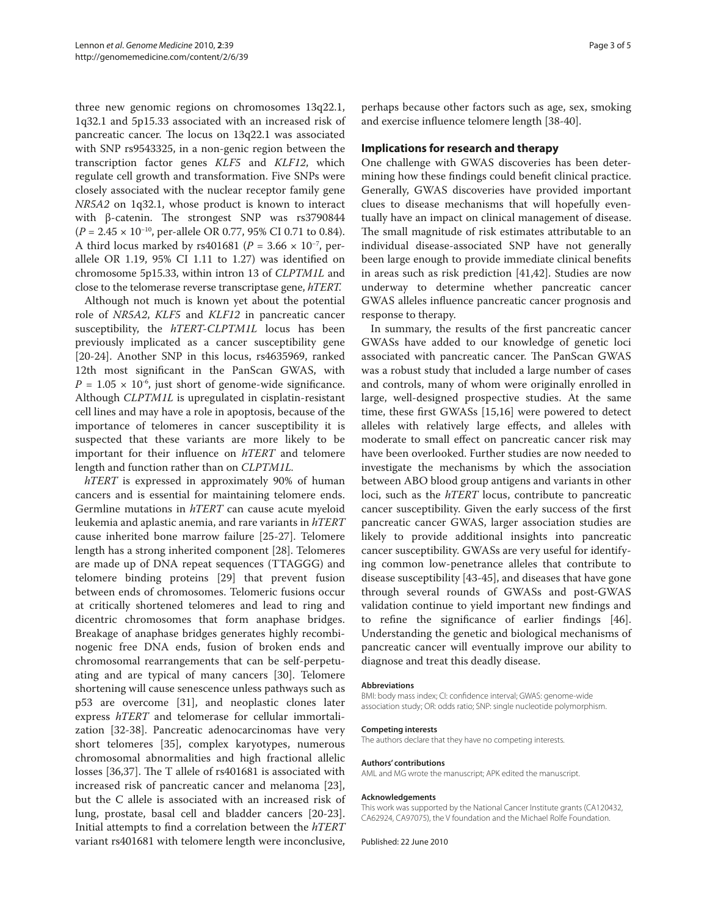three new genomic regions on chromosomes 13q22.1, 1q32.1 and 5p15.33 associated with an increased risk of pancreatic cancer. The locus on 13q22.1 was associated with SNP rs9543325, in a non-genic region between the transcription factor genes *KLF5* and *KLF12*, which regulate cell growth and transformation. Five SNPs were closely associated with the nuclear receptor family gene *NR5A2* on 1q32.1, whose product is known to interact with β-catenin. The strongest SNP was rs3790844 ($P = 2.45 \times 10^{-10}$, per-allele OR 0.77, 95% CI 0.71 to 0.84). A third locus marked by rs401681 ($P = 3.66 \times 10^{-7}$, per-allele OR 1.19, 95% CI 1.11 to 1.27) was identified on chromosome 5p15.33, within intron 13 of *CLPTM1L* and close to the telomerase reverse transcriptase gene, *hTERT*.

Although not much is known yet about the potential role of *NR5A2*, *KLF5* and *KLF12* in pancreatic cancer susceptibility, the *hTERT-CLPTM1L* locus has been previously implicated as a cancer susceptibility gene [20-24]. Another SNP in this locus, rs4635969, ranked 12th most significant in the PanScan GWAS, with $P = 1.05 \times 10^{-6}$, just short of genome-wide significance. Although *CLPTM1L* is upregulated in cisplatin-resistant cell lines and may have a role in apoptosis, because of the importance of telomeres in cancer susceptibility it is suspected that these variants are more likely to be important for their influence on *hTERT* and telomere length and function rather than on *CLPTM1L*.

*hTERT* is expressed in approximately 90% of human cancers and is essential for maintaining telomere ends. Germline mutations in *hTERT* can cause acute myeloid leukemia and aplastic anemia, and rare variants in *hTERT* cause inherited bone marrow failure [25-27]. Telomere length has a strong inherited component [28]. Telomeres are made up of DNA repeat sequences (TTAGGG) and telomere binding proteins [29] that prevent fusion between ends of chromosomes. Telomeric fusions occur at critically shortened telomeres and lead to ring and dicentric chromosomes that form anaphase bridges. Breakage of anaphase bridges generates highly recombinogenic free DNA ends, fusion of broken ends and chromosomal rearrangements that can be self-perpetuating and are typical of many cancers [30]. Telomere shortening will cause senescence unless pathways such as p53 are overcome [31], and neoplastic clones later express *hTERT* and telomerase for cellular immortalization [32-38]. Pancreatic adenocarcinomas have very short telomeres [35], complex karyotypes, numerous chromosomal abnormalities and high fractional allelic losses [36,37]. The T allele of rs401681 is associated with increased risk of pancreatic cancer and melanoma [23], but the C allele is associated with an increased risk of lung, prostate, basal cell and bladder cancers [20-23]. Initial attempts to find a correlation between the *hTERT* variant rs401681 with telomere length were inconclusive, perhaps because other factors such as age, sex, smoking and exercise influence telomere length [38-40].

## Implications for research and therapy

One challenge with GWAS discoveries has been determining how these findings could benefit clinical practice. Generally, GWAS discoveries have provided important clues to disease mechanisms that will hopefully eventually have an impact on clinical management of disease. The small magnitude of risk estimates attributable to an individual disease-associated SNP have not generally been large enough to provide immediate clinical benefits in areas such as risk prediction [41,42]. Studies are now underway to determine whether pancreatic cancer GWAS alleles influence pancreatic cancer prognosis and response to therapy.

In summary, the results of the first pancreatic cancer GWASs have added to our knowledge of genetic loci associated with pancreatic cancer. The PanScan GWAS was a robust study that included a large number of cases and controls, many of whom were originally enrolled in large, well-designed prospective studies. At the same time, these first GWASs [15,16] were powered to detect alleles with relatively large effects, and alleles with moderate to small effect on pancreatic cancer risk may have been overlooked. Further studies are now needed to investigate the mechanisms by which the association between ABO blood group antigens and variants in other loci, such as the *hTERT* locus, contribute to pancreatic cancer susceptibility. Given the early success of the first pancreatic cancer GWAS, larger association studies are likely to provide additional insights into pancreatic cancer susceptibility. GWASs are very useful for identifying common low-penetrance alleles that contribute to disease susceptibility [43-45], and diseases that have gone through several rounds of GWASs and post-GWAS validation continue to yield important new findings and to refine the significance of earlier findings [46]. Understanding the genetic and biological mechanisms of pancreatic cancer will eventually improve our ability to diagnose and treat this deadly disease.

#### Abbreviations

BMI: body mass index; CI: confidence interval; GWAS: genome-wide association study; OR: odds ratio; SNP: single nucleotide polymorphism.

#### Competing interests

The authors declare that they have no competing interests.

#### Authors' contributions

AML and MG wrote the manuscript; APK edited the manuscript.

#### Acknowledgements

This work was supported by the National Cancer Institute grants (CA120432, CA62924, CA97075), the V foundation and the Michael Rolfe Foundation.

Published: 22 June 2010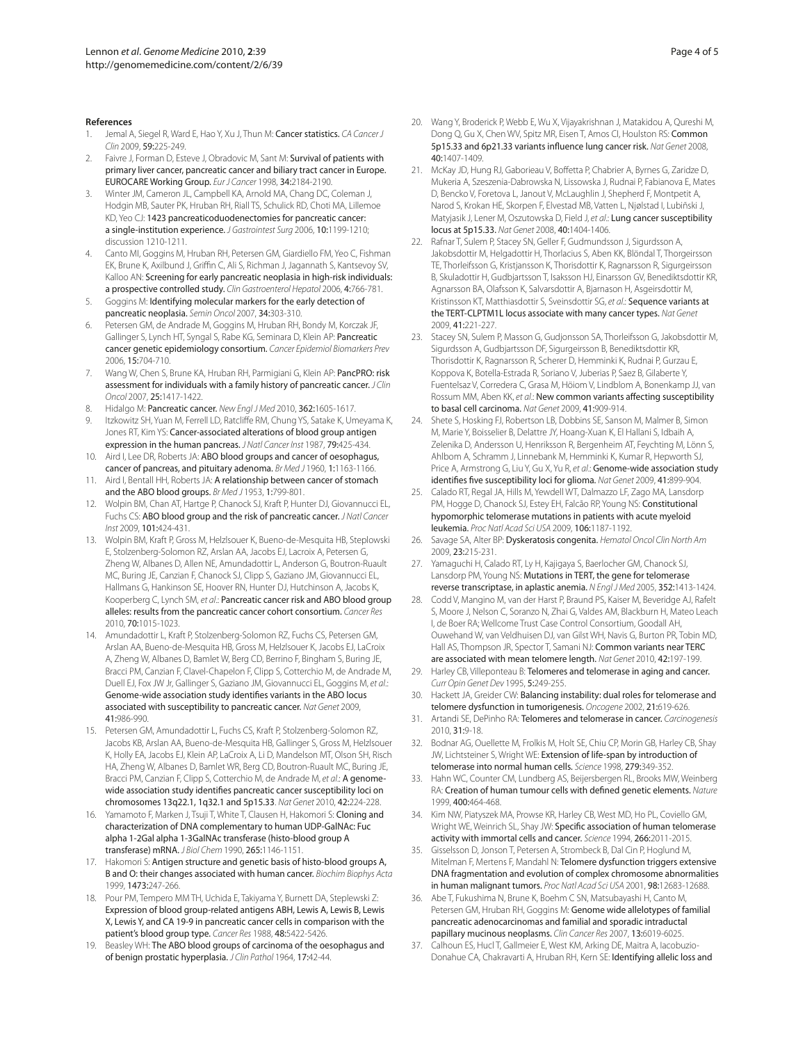## References

1. Jemal A, Siegel R, Ward E, Hao Y, Xu J, Thun M: Cancer statistics. *CA Cancer J Clin* 2009, **59:**225-249.
2. Faivre J, Forman D, Esteve J, Obradovic M, Sant M: Survival of patients with primary liver cancer, pancreatic cancer and biliary tract cancer in Europe. EUROCARE Working Group. *Eur J Cancer* 1998, **34:**2184-2190.
3. Winter JM, Cameron JL, Campbell KA, Arnold MA, Chang DC, Coleman J, Hodgin MB, Sauter PK, Hruban RH, Riall TS, Schulick RD, Choti MA, Lillemoe KD, Yeo CJ: 1423 pancreaticoduodenectomies for pancreatic cancer: a single-institution experience. *J Gastrointest Surg* 2006, **10:**1199-1210; discussion 1210-1211.
4. Canto MI, Goggins M, Hruban RH, Petersen GM, Giardiello FM, Yeo C, Fishman EK, Brune K, Axilbund J, Griffin C, Ali S, Richman J, Jagannath S, Kantsevoy SV, Kalloo AN: Screening for early pancreatic neoplasia in high-risk individuals: a prospective controlled study. *Clin Gastroenterol Hepatol* 2006, **4:**766-781.
5. Goggins M: Identifying molecular markers for the early detection of pancreatic neoplasia. *Semin Oncol* 2007, **34:**303-310.
6. Petersen GM, de Andrade M, Goggins M, Hruban RH, Bondy M, Korczak JF, Gallinger S, Lynch HT, Syngal S, Rabe KG, Seminara D, Klein AP: Pancreatic cancer genetic epidemiology consortium. *Cancer Epidemiol Biomarkers Prev* 2006, **15:**704-710.
7. Wang W, Chen S, Brune KA, Hruban RH, Parmigiani G, Klein AP: PancPRO: risk assessment for individuals with a family history of pancreatic cancer. *J Clin Oncol* 2007, **25:**1417-1422.
8. Hidalgo M: Pancreatic cancer. *New Engl J Med* 2010, **362:**1605-1617.
9. Itzkowitz SH, Yuan M, Ferrell LD, Ratcliffe RM, Chung YS, Satake K, Umeyama K, Jones RT, Kim YS: Cancer-associated alterations of blood group antigen expression in the human pancreas. *J Natl Cancer Inst* 1987, **79:**425-434.
10. Aird I, Lee DR, Roberts JA: ABO blood groups and cancer of oesophagus, cancer of pancreas, and pituitary adenoma. *Br Med J* 1960, **1:**1163-1166.
11. Aird I, Bentall HH, Roberts JA: A relationship between cancer of stomach and the ABO blood groups. *Br Med J* 1953, **1:**799-801.
12. Wolpin BM, Chan AT, Hartge P, Chanock SJ, Kraft P, Hunter DJ, Giovannucci EL, Fuchs CS: ABO blood group and the risk of pancreatic cancer. *J Natl Cancer Inst* 2009, **101:**424-431.
13. Wolpin BM, Kraft P, Gross M, Helzlsouer K, Bueno-de-Mesquita HB, Steplowski E, Stolzenberg-Solomon RZ, Arslan AA, Jacobs EJ, Lacroix A, Petersen G, Zheng W, Albanes D, Allen NE, Amundadottir L, Anderson G, Boutron-Ruault MC, Buring JE, Canzian F, Chanock SJ, Clipp S, Gaziano JM, Giovannucci EL, Hallmans G, Hankinson SE, Hoover RN, Hunter DJ, Hutchinson A, Jacobs K, Kooperberg C, Lynch SM, *et al.*: Pancreatic cancer risk and ABO blood group alleles: results from the pancreatic cancer cohort consortium. *Cancer Res* 2010, **70:**1015-1023.
14. Amundadottir L, Kraft P, Stolzenberg-Solomon RZ, Fuchs CS, Petersen GM, Arslan AA, Bueno-de-Mesquita HB, Gross M, Helzlsouer K, Jacobs EJ, LaCroix A, Zheng W, Albanes D, Bamlet W, Berg CD, Berrino F, Bingham S, Buring JE, Bracci PM, Canzian F, Clavel-Chapelon F, Clipp S, Cotterchio M, de Andrade M, Duell EJ, Fox JW Jr, Gallinger S, Gaziano JM, Giovannucci EL, Goggins M, *et al.*: Genome-wide association study identifies variants in the ABO locus associated with susceptibility to pancreatic cancer. *Nat Genet* 2009, **41:**986-990.
15. Petersen GM, Amundadottir L, Fuchs CS, Kraft P, Stolzenberg-Solomon RZ, Jacobs KB, Arslan AA, Bueno-de-Mesquita HB, Gallinger S, Gross M, Helzlsouer K, Holly EA, Jacobs EJ, Klein AP, LaCroix A, Li D, Mandelson MT, Olson SH, Risch HA, Zheng W, Albanes D, Bamlet WR, Berg CD, Boutron-Ruault MC, Buring JE, Bracci PM, Canzian F, Clipp S, Cotterchio M, de Andrade M, *et al.*: A genome-wide association study identifies pancreatic cancer susceptibility loci on chromosomes 13q22.1, 1q32.1 and 5p15.33. *Nat Genet* 2010, **42:**224-228.
16. Yamamoto F, Marken J, Tsuji T, White T, Clausen H, Hakomori S: Cloning and characterization of DNA complementary to human UDP-GalNAc: Fuc alpha 1-2Gal alpha 1-3GalNAc transferase (histo-blood group A transferase) mRNA. *J Biol Chem* 1990, **265:**1146-1151.
17. Hakomori S: Antigen structure and genetic basis of histo-blood groups A, B and O: their changes associated with human cancer. *Biochim Biophys Acta* 1999, **1473:**247-266.
18. Pour PM, Tempero MM TH, Uchida E, Takiyama Y, Burnett DA, Steplewski Z: Expression of blood group-related antigens ABH, Lewis A, Lewis B, Lewis X, Lewis Y, and CA 19-9 in pancreatic cancer cells in comparison with the patient's blood group type. *Cancer Res* 1988, **48:**5422-5426.
19. Beasley WH: The ABO blood groups of carcinoma of the oesophagus and of benign prostatic hyperplasia. *J Clin Pathol* 1964, **17:**42-44.
20. Wang Y, Broderick P, Webb E, Wu X, Vijayakrishnan J, Matakidou A, Qureshi M, Dong Q, Gu X, Chen WV, Spitz MR, Eisen T, Amos CI, Houlston RS: Common 5p15.33 and 6p21.33 variants influence lung cancer risk. *Nat Genet* 2008, **40:**1407-1409.
21. McKay JD, Hung RJ, Gaborieau V, Boffetta P, Chabrier A, Byrnes G, Zaridze D, Mukeria A, Szeszenia-Dabrowska N, Lissowska J, Rudnai P, Fabianova E, Mates D, Bencko V, Foretova L, Janout V, McLaughlin J, Shepherd F, Montpetit A, Narod S, Krokan HE, Skorpen F, Elvestad MB, Vatten L, Njølstad I, Lubiński J, Matyjasik J, Lener M, Oszutowska D, Field J, *et al.*: Lung cancer susceptibility locus at 5p15.33. *Nat Genet* 2008, **40:**1404-1406.
22. Rafnar T, Sulem P, Stacey SN, Geller F, Gudmundsson J, Sigurdsson A, Jakobsdottir M, Helgadottir H, Thorlacius S, Aben KK, Blöndal T, Thorgeirsson TE, Thorleifsson G, Kristjansson K, Thorisdottir K, Ragnarsson R, Sigurgeirsson B, Skuladottir H, Gudbjartsson T, Isaksson HJ, Einarsson GV, Benediktsdottir KR, Agnarsson BA, Olafsson K, Salvarsdottir A, Bjarnason H, Asgeirsdottir M, Kristinsson KT, Matthiasdottir S, Sveinsdottir SG, *et al.*: Sequence variants at the TERT-CLPTM1L locus associate with many cancer types. *Nat Genet* 2009, **41:**221-227.
23. Stacey SN, Sulem P, Masson G, Gudjonsson SA, Thorleifsson G, Jakobsdottir M, Sigurdsson A, Gudbjartsson DF, Sigurgeirsson B, Benediktsdottir KR, Thorisdottir K, Ragnarsson R, Scherer D, Hemminki K, Rudnai P, Gurzau E, Koppova K, Botella-Estrada R, Soriano V, Juberias P, Saez B, Gilaberte Y, Fuentelsaz V, Corredera C, Grasa M, Höiom V, Lindblom A, Bonenkamp JJ, van Rossum MM, Aben KK, *et al.*: New common variants affecting susceptibility to basal cell carcinoma. *Nat Genet* 2009, **41:**909-914.
24. Shete S, Hosking FJ, Robertson LB, Dobbins SE, Sanson M, Malmer B, Simon M, Marie Y, Boisselier B, Delattre JY, Hoang-Xuan K, El Hallani S, Idbaih A, Zelenika D, Andersson U, Henriksson R, Bergenheim AT, Feychting M, Lönn S, Ahlbom A, Schramm J, Linnebank M, Hemminki K, Kumar R, Hepworth SJ, Price A, Armstrong G, Liu Y, Gu X, Yu R, *et al.*: Genome-wide association study identifies five susceptibility loci for glioma. *Nat Genet* 2009, **41:**899-904.
25. Calado RT, Regal JA, Hills M, Yewdell WT, Dalmazzo LF, Zago MA, Lansdorp PM, Hogge D, Chanock SJ, Estey EH, Falcão RP, Young NS: Constitutional hypomorphic telomerase mutations in patients with acute myeloid leukemia. *Proc Natl Acad Sci USA* 2009, **106:**1187-1192.
26. Savage SA, Alter BP: Dyskeratosis congenita. *Hematol Oncol Clin North Am* 2009, **23:**215-231.
27. Yamaguchi H, Calado RT, Ly H, Kajigaya S, Baerlocher GM, Chanock SJ, Lansdorp PM, Young NS: Mutations in TERT, the gene for telomerase reverse transcriptase, in aplastic anemia. *N Engl J Med* 2005, **352:**1413-1424.
28. Codd V, Mangino M, van der Harst P, Braund PS, Kaiser M, Beveridge AJ, Rafelt S, Moore J, Nelson C, Soranzo N, Zhai G, Valdes AM, Blackburn H, Mateo Leach I, de Boer RA; Wellcome Trust Case Control Consortium, Goodall AH, Ouwehand W, van Veldhuisen DJ, van Gilst WH, Navis G, Burton PR, Tobin MD, Hall AS, Thompson JR, Spector T, Samani NJ: Common variants near TERC are associated with mean telomere length. *Nat Genet* 2010, **42:**197-199.
29. Harley CB, Villeponteau B: Telomeres and telomerase in aging and cancer. *Curr Opin Genet Dev* 1995, **5:**249-255.
30. Hackett JA, Greider CW: Balancing instability: dual roles for telomerase and telomere dysfunction in tumorigenesis. *Oncogene* 2002, **21:**619-626.
31. Artandi SE, DePinho RA: Telomeres and telomerase in cancer. *Carcinogenesis* 2010, **31:**9-18.
32. Bodnar AG, Ouellette M, Frolkis M, Holt SE, Chiu CP, Morin GB, Harley CB, Shay JW, Lichtsteiner S, Wright WE: Extension of life-span by introduction of telomerase into normal human cells. *Science* 1998, **279:**349-352.
33. Hahn WC, Counter CM, Lundberg AS, Beijersbergen RL, Brooks MW, Weinberg RA: Creation of human tumour cells with defined genetic elements. *Nature* 1999, **400:**464-468.
34. Kim NW, Piatyszek MA, Prowse KR, Harley CB, West MD, Ho PL, Coviello GM, Wright WE, Weinrich SL, Shay JW: Specific association of human telomerase activity with immortal cells and cancer. *Science* 1994, **266:**2011-2015.
35. Gisselsson D, Jonson T, Petersen A, Strombeck B, Dal Cin P, Hoglund M, Mitelman F, Mertens F, Mandahl N: Telomere dysfunction triggers extensive DNA fragmentation and evolution of complex chromosome abnormalities in human malignant tumors. *Proc Natl Acad Sci USA* 2001, **98:**12683-12688.
36. Abe T, Fukushima N, Brune K, Boehm C SN, Matsubayashi H, Canto M, Petersen GM, Hruban RH, Goggins M: Genome wide allelotypes of familial pancreatic adenocarcinomas and familial and sporadic intraductal papillary mucinous neoplasms. *Clin Cancer Res* 2007, **13:**6019-6025.
37. Calhoun ES, Hucl T, Gallmeier E, West KM, Arking DE, Maitra A, Iacobuzio-Donahue CA, Chakravarti A, Hruban RH, Kern SE: Identifying allelic loss and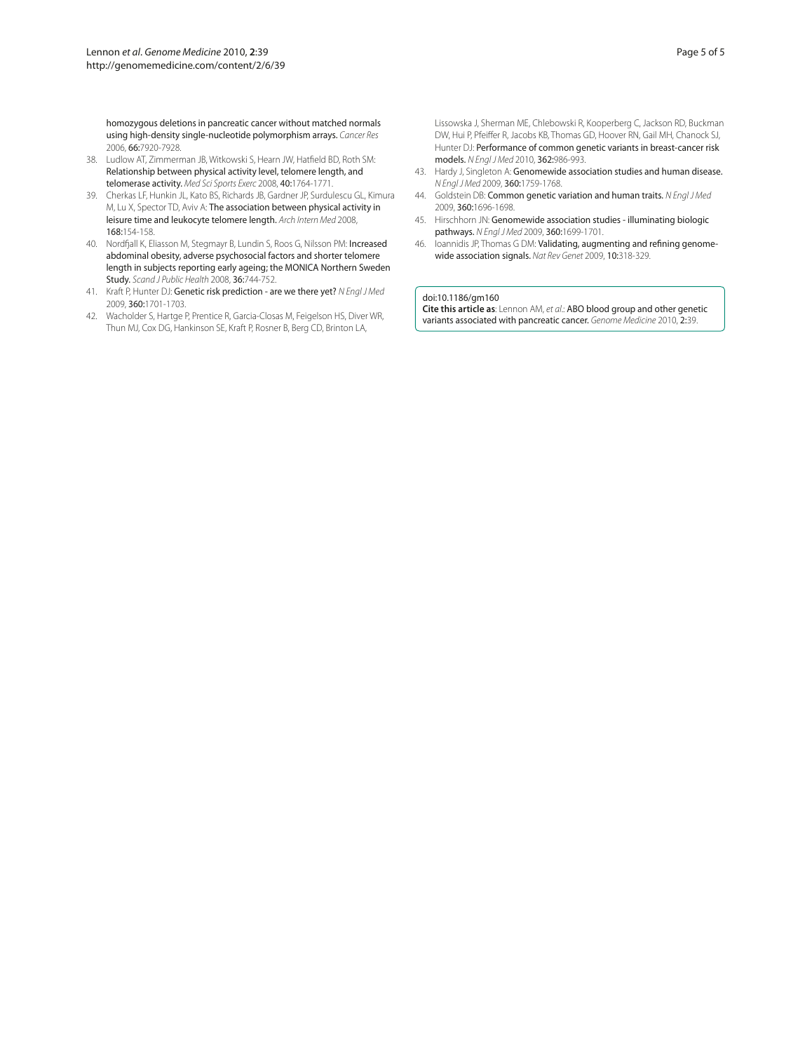homozygous deletions in pancreatic cancer without matched normals using high-density single-nucleotide polymorphism arrays. *Cancer Res* 2006, **66:**7920-7928.

38. Ludlow AT, Zimmerman JB, Witkowski S, Hearn JW, Hatfield BD, Roth SM: Relationship between physical activity level, telomere length, and telomerase activity. *Med Sci Sports Exerc* 2008, **40:**1764-1771.
39. Cherkas LF, Hunkin JL, Kato BS, Richards JB, Gardner JP, Surdulescu GL, Kimura M, Lu X, Spector TD, Aviv A: The association between physical activity in leisure time and leukocyte telomere length. *Arch Intern Med* 2008, **168:**154-158.
40. Nordfjall K, Eliasson M, Stegmayr B, Lundin S, Roos G, Nilsson PM: Increased abdominal obesity, adverse psychosocial factors and shorter telomere length in subjects reporting early ageing; the MONICA Northern Sweden Study. *Scand J Public Health* 2008, **36:**744-752.
41. Kraft P, Hunter DJ: Genetic risk prediction - are we there yet? *N Engl J Med* 2009, **360:**1701-1703.
42. Wacholder S, Hartge P, Prentice R, Garcia-Closas M, Feigelson HS, Diver WR, Thun MJ, Cox DG, Hankinson SE, Kraft P, Rosner B, Berg CD, Brinton LA, Lissowska J, Sherman ME, Chlebowski R, Kooperberg C, Jackson RD, Buckman DW, Hui P, Pfeiffer R, Jacobs KB, Thomas GD, Hoover RN, Gail MH, Chanock SJ, Hunter DJ: Performance of common genetic variants in breast-cancer risk models. *N Engl J Med* 2010, **362:**986-993.
43. Hardy J, Singleton A: Genomewide association studies and human disease. *N Engl J Med* 2009, **360:**1759-1768.
44. Goldstein DB: Common genetic variation and human traits. *N Engl J Med* 2009, **360:**1696-1698.
45. Hirschhorn JN: Genomewide association studies - illuminating biologic pathways. *N Engl J Med* 2009, **360:**1699-1701.
46. Ioannidis JP, Thomas G DM: Validating, augmenting and refining genome-wide association signals. *Nat Rev Genet* 2009, **10:**318-329.

doi:10.1186/gm160

**Cite this article as**: Lennon AM, *et al.*: ABO blood group and other genetic variants associated with pancreatic cancer. *Genome Medicine* 2010, **2**:39.